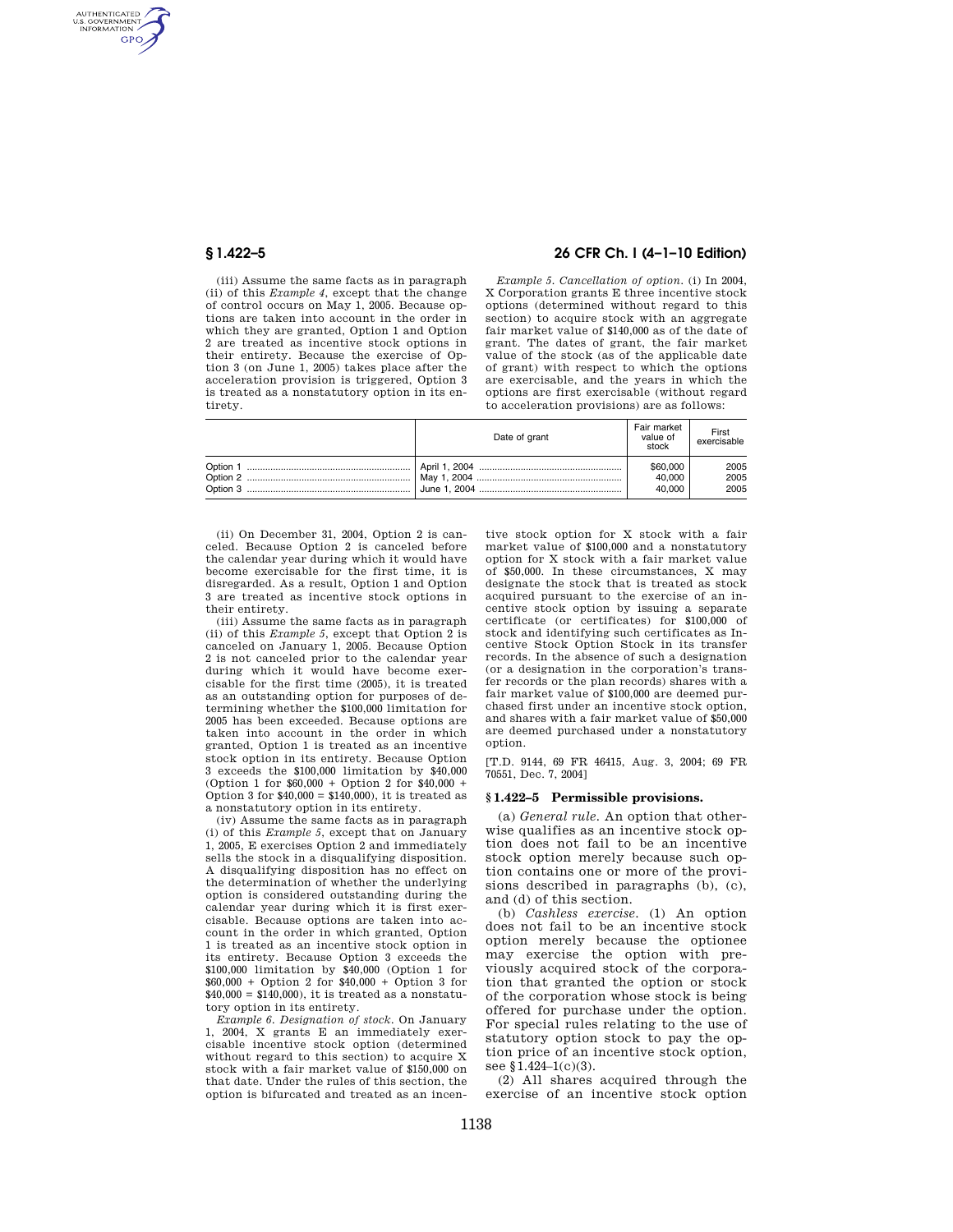(iii) Assume the same facts as in paragraph (ii) of this *Example 4*, except that the change of control occurs on May 1, 2005. Because options are taken into account in the order in which they are granted, Option 1 and Option 2 are treated as incentive stock options in their entirety. Because the exercise of Option 3 (on June 1, 2005) takes place after the acceleration provision is triggered, Option 3 is treated as a nonstatutory option in its entirety.

*Example 5. Cancellation of option.* (i) In 2004, X Corporation grants E three incentive stock options (determined without regard to this section) to acquire stock with an aggregate fair market value of $140,000 as of the date of grant. The dates of grant, the fair market value of the stock (as of the applicable date of grant) with respect to which the options are exercisable, and the years in which the options are first exercisable (without regard to acceleration provisions) are as follows:

| | Date of grant | Fair market value of stock | First exercisable |
|---|---|---|---|
| Option 1 | April 1, 2004 | $60,000 | 2005 |
| Option 2 | May 1, 2004 | 40,000 | 2005 |
| Option 3 | June 1, 2004 | 40,000 | 2005 |

(ii) On December 31, 2004, Option 2 is canceled. Because Option 2 is canceled before the calendar year during which it would have become exercisable for the first time, it is disregarded. As a result, Option 1 and Option 3 are treated as incentive stock options in their entirety.

(iii) Assume the same facts as in paragraph (ii) of this *Example 5*, except that Option 2 is canceled on January 1, 2005. Because Option 2 is not canceled prior to the calendar year during which it would have become exercisable for the first time (2005), it is treated as an outstanding option for purposes of determining whether the $100,000 limitation for 2005 has been exceeded. Because options are taken into account in the order in which granted, Option 1 is treated as an incentive stock option in its entirety. Because Option 3 exceeds the $100,000 limitation by $40,000 (Option 1 for $60,000 + Option 2 for $40,000 + Option 3 for $40,000 = $140,000), it is treated as a nonstatutory option in its entirety.

(iv) Assume the same facts as in paragraph (i) of this *Example 5*, except that on January 1, 2005, E exercises Option 2 and immediately sells the stock in a disqualifying disposition. A disqualifying disposition has no effect on the determination of whether the underlying option is considered outstanding during the calendar year during which it is first exercisable. Because options are taken into account in the order in which granted, Option 1 is treated as an incentive stock option in its entirety. Because Option 3 exceeds the $100,000 limitation by $40,000 (Option 1 for $60,000 + Option 2 for $40,000 + Option 3 for $40,000 = $140,000), it is treated as a nonstatutory option in its entirety.

*Example 6. Designation of stock.* On January 1, 2004, X grants E an immediately exercisable incentive stock option (determined without regard to this section) to acquire X stock with a fair market value of $150,000 on that date. Under the rules of this section, the option is bifurcated and treated as an incentive stock option for X stock with a fair market value of $100,000 and a nonstatutory option for X stock with a fair market value of $50,000. In these circumstances, X may designate the stock that is treated as stock acquired pursuant to the exercise of an incentive stock option by issuing a separate certificate (or certificates) for $100,000 of stock and identifying such certificates as Incentive Stock Option Stock in its transfer records. In the absence of such a designation (or a designation in the corporation's transfer records or the plan records) shares with a fair market value of $100,000 are deemed purchased first under an incentive stock option, and shares with a fair market value of $50,000 are deemed purchased under a nonstatutory option.

[T.D. 9144, 69 FR 46415, Aug. 3, 2004; 69 FR 70551, Dec. 7, 2004]

## § 1.422–5 Permissible provisions.

(a) *General rule.* An option that otherwise qualifies as an incentive stock option does not fail to be an incentive stock option merely because such option contains one or more of the provisions described in paragraphs (b), (c), and (d) of this section.

(b) *Cashless exercise.* (1) An option does not fail to be an incentive stock option merely because the optionee may exercise the option with previously acquired stock of the corporation that granted the option or stock of the corporation whose stock is being offered for purchase under the option. For special rules relating to the use of statutory option stock to pay the option price of an incentive stock option, see § 1.424–1(c)(3).

(2) All shares acquired through the exercise of an incentive stock option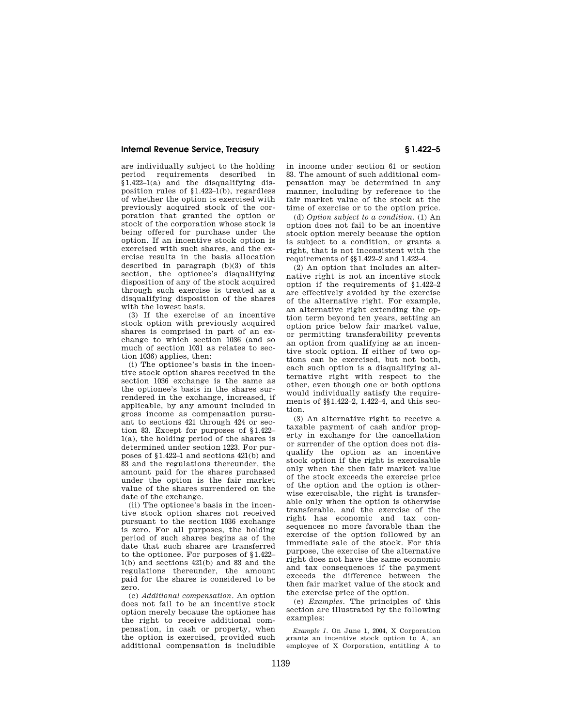are individually subject to the holding period requirements described in §1.422–1(a) and the disqualifying disposition rules of §1.422–1(b), regardless of whether the option is exercised with previously acquired stock of the corporation that granted the option or stock of the corporation whose stock is being offered for purchase under the option. If an incentive stock option is exercised with such shares, and the exercise results in the basis allocation described in paragraph (b)(3) of this section, the optionee's disqualifying disposition of any of the stock acquired through such exercise is treated as a disqualifying disposition of the shares with the lowest basis.

(3) If the exercise of an incentive stock option with previously acquired shares is comprised in part of an exchange to which section 1036 (and so much of section 1031 as relates to section 1036) applies, then:

(i) The optionee's basis in the incentive stock option shares received in the section 1036 exchange is the same as the optionee's basis in the shares surrendered in the exchange, increased, if applicable, by any amount included in gross income as compensation pursuant to sections 421 through 424 or section 83. Except for purposes of §1.422–1(a), the holding period of the shares is determined under section 1223. For purposes of §1.422–1 and sections 421(b) and 83 and the regulations thereunder, the amount paid for the shares purchased under the option is the fair market value of the shares surrendered on the date of the exchange.

(ii) The optionee's basis in the incentive stock option shares not received pursuant to the section 1036 exchange is zero. For all purposes, the holding period of such shares begins as of the date that such shares are transferred to the optionee. For purposes of §1.422–1(b) and sections 421(b) and 83 and the regulations thereunder, the amount paid for the shares is considered to be zero.

(c) *Additional compensation.* An option does not fail to be an incentive stock option merely because the optionee has the right to receive additional compensation, in cash or property, when the option is exercised, provided such additional compensation is includible in income under section 61 or section 83. The amount of such additional compensation may be determined in any manner, including by reference to the fair market value of the stock at the time of exercise or to the option price.

(d) *Option subject to a condition.* (1) An option does not fail to be an incentive stock option merely because the option is subject to a condition, or grants a right, that is not inconsistent with the requirements of §§1.422–2 and 1.422–4.

(2) An option that includes an alternative right is not an incentive stock option if the requirements of §1.422–2 are effectively avoided by the exercise of the alternative right. For example, an alternative right extending the option term beyond ten years, setting an option price below fair market value, or permitting transferability prevents an option from qualifying as an incentive stock option. If either of two options can be exercised, but not both, each such option is a disqualifying alternative right with respect to the other, even though one or both options would individually satisfy the requirements of §§1.422–2, 1.422–4, and this section.

(3) An alternative right to receive a taxable payment of cash and/or property in exchange for the cancellation or surrender of the option does not disqualify the option as an incentive stock option if the right is exercisable only when the then fair market value of the stock exceeds the exercise price of the option and the option is otherwise exercisable, the right is transferable only when the option is otherwise transferable, and the exercise of the right has economic and tax consequences no more favorable than the exercise of the option followed by an immediate sale of the stock. For this purpose, the exercise of the alternative right does not have the same economic and tax consequences if the payment exceeds the difference between the then fair market value of the stock and the exercise price of the option.

(e) *Examples.* The principles of this section are illustrated by the following examples:

*Example 1.* On June 1, 2004, X Corporation grants an incentive stock option to A, an employee of X Corporation, entitling A to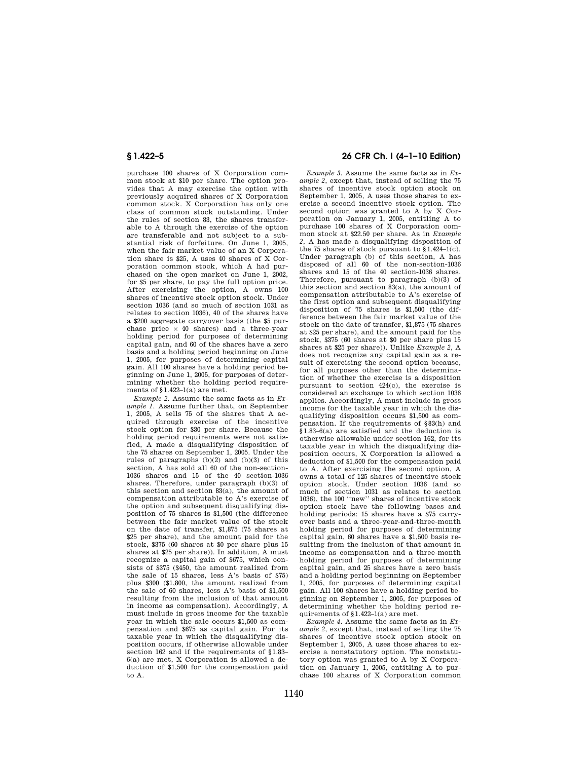purchase 100 shares of X Corporation common stock at $10 per share. The option provides that A may exercise the option with previously acquired shares of X Corporation common stock. X Corporation has only one class of common stock outstanding. Under the rules of section 83, the shares transferable to A through the exercise of the option are transferable and not subject to a substantial risk of forfeiture. On June 1, 2005, when the fair market value of an X Corporation share is $25, A uses 40 shares of X Corporation common stock, which A had purchased on the open market on June 1, 2002, for $5 per share, to pay the full option price. After exercising the option, A owns 100 shares of incentive stock option stock. Under section 1036 (and so much of section 1031 as relates to section 1036), 40 of the shares have a $200 aggregate carryover basis (the $5 purchase price × 40 shares) and a three-year holding period for purposes of determining capital gain, and 60 of the shares have a zero basis and a holding period beginning on June 1, 2005, for purposes of determining capital gain. All 100 shares have a holding period beginning on June 1, 2005, for purposes of determining whether the holding period requirements of §1.422–1(a) are met.

*Example 2*. Assume the same facts as in *Example 1*. Assume further that, on September 1, 2005, A sells 75 of the shares that A acquired through exercise of the incentive stock option for $30 per share. Because the holding period requirements were not satisfied, A made a disqualifying disposition of the 75 shares on September 1, 2005. Under the rules of paragraphs (b)(2) and (b)(3) of this section, A has sold all 60 of the non-section-1036 shares and 15 of the 40 section-1036 shares. Therefore, under paragraph (b)(3) of this section and section 83(a), the amount of compensation attributable to A's exercise of the option and subsequent disqualifying disposition of 75 shares is $1,500 (the difference between the fair market value of the stock on the date of transfer, $1,875 (75 shares at $25 per share), and the amount paid for the stock, $375 (60 shares at $0 per share plus 15 shares at $25 per share)). In addition, A must recognize a capital gain of $675, which consists of $375 ($450, the amount realized from the sale of 15 shares, less A's basis of $75) plus $300 ($1,800, the amount realized from the sale of 60 shares, less A's basis of $1,500 resulting from the inclusion of that amount in income as compensation). Accordingly, A must include in gross income for the taxable year in which the sale occurs $1,500 as compensation and $675 as capital gain. For its taxable year in which the disqualifying disposition occurs, if otherwise allowable under section 162 and if the requirements of §1.83–6(a) are met, X Corporation is allowed a deduction of $1,500 for the compensation paid to A.

*Example 3*. Assume the same facts as in *Example 2*, except that, instead of selling the 75 shares of incentive stock option stock on September 1, 2005, A uses those shares to exercise a second incentive stock option. The second option was granted to A by X Corporation on January 1, 2005, entitling A to purchase 100 shares of X Corporation common stock at $22.50 per share. As in *Example 2*, A has made a disqualifying disposition of the 75 shares of stock pursuant to §1.424–1(c). Under paragraph (b) of this section, A has disposed of all 60 of the non-section-1036 shares and 15 of the 40 section-1036 shares. Therefore, pursuant to paragraph (b)(3) of this section and section 83(a), the amount of compensation attributable to A's exercise of the first option and subsequent disqualifying disposition of 75 shares is $1,500 (the difference between the fair market value of the stock on the date of transfer, $1,875 (75 shares at $25 per share), and the amount paid for the stock, $375 (60 shares at $0 per share plus 15 shares at $25 per share)). Unlike *Example 2*, A does not recognize any capital gain as a result of exercising the second option because, for all purposes other than the determination of whether the exercise is a disposition pursuant to section 424(c), the exercise is considered an exchange to which section 1036 applies. Accordingly, A must include in gross income for the taxable year in which the disqualifying disposition occurs $1,500 as compensation. If the requirements of §83(h) and §1.83–6(a) are satisfied and the deduction is otherwise allowable under section 162, for its taxable year in which the disqualifying disposition occurs, X Corporation is allowed a deduction of $1,500 for the compensation paid to A. After exercising the second option, A owns a total of 125 shares of incentive stock option stock. Under section 1036 (and so much of section 1031 as relates to section 1036), the 100 "new" shares of incentive stock option stock have the following bases and holding periods: 15 shares have a $75 carryover basis and a three-year-and-three-month holding period for purposes of determining capital gain, 60 shares have a $1,500 basis resulting from the inclusion of that amount in income as compensation and a three-month holding period for purposes of determining capital gain, and 25 shares have a zero basis and a holding period beginning on September 1, 2005, for purposes of determining capital gain. All 100 shares have a holding period beginning on September 1, 2005, for purposes of determining whether the holding period requirements of §1.422–1(a) are met.

*Example 4*. Assume the same facts as in *Example 2*, except that, instead of selling the 75 shares of incentive stock option stock on September 1, 2005, A uses those shares to exercise a nonstatutory option. The nonstatutory option was granted to A by X Corporation on January 1, 2005, entitling A to purchase 100 shares of X Corporation common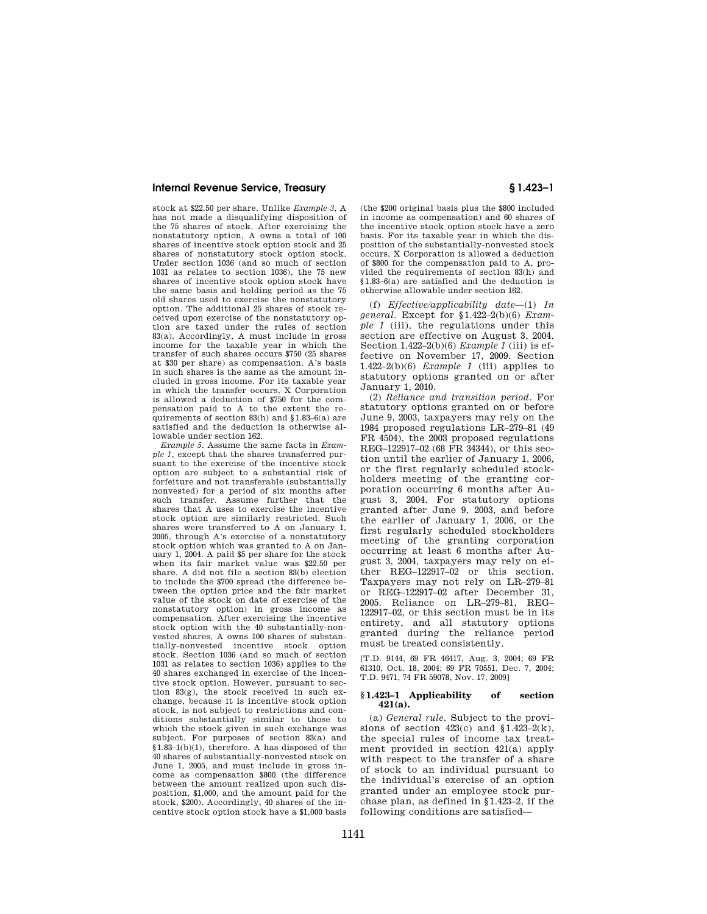stock at $22.50 per share. Unlike *Example 3*, A has not made a disqualifying disposition of the 75 shares of stock. After exercising the nonstatutory option, A owns a total of 100 shares of incentive stock option stock and 25 shares of nonstatutory stock option stock. Under section 1036 (and so much of section 1031 as relates to section 1036), the 75 new shares of incentive stock option stock have the same basis and holding period as the 75 old shares used to exercise the nonstatutory option. The additional 25 shares of stock received upon exercise of the nonstatutory option are taxed under the rules of section 83(a). Accordingly, A must include in gross income for the taxable year in which the transfer of such shares occurs $750 (25 shares at $30 per share) as compensation. A's basis in such shares is the same as the amount included in gross income. For its taxable year in which the transfer occurs, X Corporation is allowed a deduction of $750 for the compensation paid to A to the extent the requirements of section 83(h) and §1.83–6(a) are satisfied and the deduction is otherwise allowable under section 162.

*Example 5*. Assume the same facts in *Example 1*, except that the shares transferred pursuant to the exercise of the incentive stock option are subject to a substantial risk of forfeiture and not transferable (substantially nonvested) for a period of six months after such transfer. Assume further that the shares that A uses to exercise the incentive stock option are similarly restricted. Such shares were transferred to A on January 1, 2005, through A's exercise of a nonstatutory stock option which was granted to A on January 1, 2004. A paid $5 per share for the stock when its fair market value was $22.50 per share. A did not file a section 83(b) election to include the $700 spread (the difference between the option price and the fair market value of the stock on date of exercise of the nonstatutory option) in gross income as compensation. After exercising the incentive stock option with the 40 substantially-nonvested shares, A owns 100 shares of substantially-nonvested incentive stock option stock. Section 1036 (and so much of section 1031 as relates to section 1036) applies to the 40 shares exchanged in exercise of the incentive stock option. However, pursuant to section 83(g), the stock received in such exchange, because it is incentive stock option stock, is not subject to restrictions and conditions substantially similar to those to which the stock given in such exchange was subject. For purposes of section 83(a) and §1.83–1(b)(1), therefore, A has disposed of the 40 shares of substantially-nonvested stock on June 1, 2005, and must include in gross income as compensation $800 (the difference between the amount realized upon such disposition, $1,000, and the amount paid for the stock, $200). Accordingly, 40 shares of the incentive stock option stock have a $1,000 basis (the $200 original basis plus the $800 included in income as compensation) and 60 shares of the incentive stock option stock have a zero basis. For its taxable year in which the disposition of the substantially-nonvested stock occurs, X Corporation is allowed a deduction of $800 for the compensation paid to A, provided the requirements of section 83(h) and §1.83–6(a) are satisfied and the deduction is otherwise allowable under section 162.

(f) *Effective/applicability date*—(1) *In general*. Except for §1.422–2(b)(6) *Example 1* (iii), the regulations under this section are effective on August 3, 2004. Section 1.422–2(b)(6) *Example 1* (iii) is effective on November 17, 2009. Section 1.422–2(b)(6) *Example 1* (iii) applies to statutory options granted on or after January 1, 2010.

(2) *Reliance and transition period*. For statutory options granted on or before June 9, 2003, taxpayers may rely on the 1984 proposed regulations LR–279–81 (49 FR 4504), the 2003 proposed regulations REG–122917–02 (68 FR 34344), or this section until the earlier of January 1, 2006, or the first regularly scheduled stockholders meeting of the granting corporation occurring 6 months after August 3, 2004. For statutory options granted after June 9, 2003, and before the earlier of January 1, 2006, or the first regularly scheduled stockholders meeting of the granting corporation occurring at least 6 months after August 3, 2004, taxpayers may rely on either REG–122917–02 or this section. Taxpayers may not rely on LR–279–81 or REG–122917–02 after December 31, 2005. Reliance on LR–279–81, REG–122917–02, or this section must be in its entirety, and all statutory options granted during the reliance period must be treated consistently.

[T.D. 9144, 69 FR 46417, Aug. 3, 2004; 69 FR 61310, Oct. 18, 2004; 69 FR 70551, Dec. 7, 2004; T.D. 9471, 74 FR 59078, Nov. 17, 2009]

## §1.423–1 Applicability of section 421(a).

(a) *General rule*. Subject to the provisions of section 423(c) and §1.423–2(k), the special rules of income tax treatment provided in section 421(a) apply with respect to the transfer of a share of stock to an individual pursuant to the individual's exercise of an option granted under an employee stock purchase plan, as defined in §1.423–2, if the following conditions are satisfied—